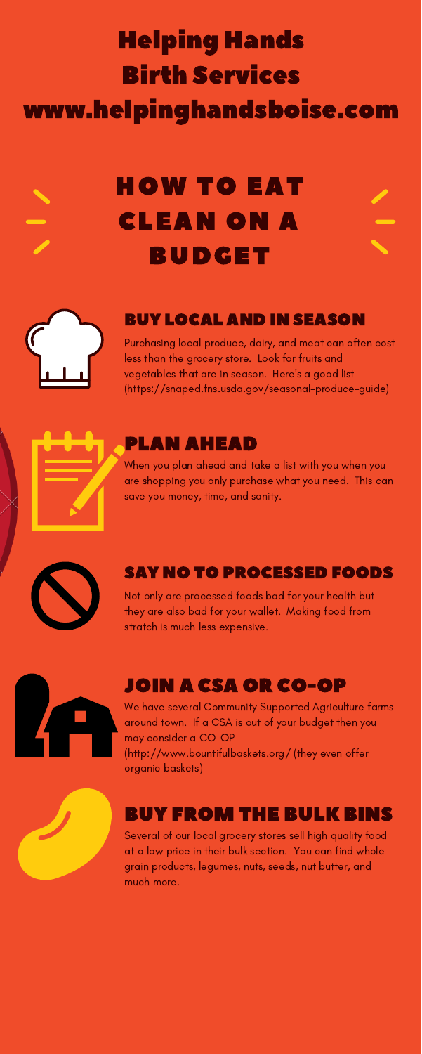# Helping Hands Birth Services
# www.helpinghandsboise.com

## HOW TO EAT CLEAN ON A BUDGET

### BUY LOCAL AND IN SEASON

Purchasing local produce, dairy, and meat can often cost less than the grocery store. Look for fruits and vegetables that are in season. Here's a good list (https://snaped.fns.usda.gov/seasonal-produce-guide)

### PLAN AHEAD

When you plan ahead and take a list with you when you are shopping you only purchase what you need. This can save you money, time, and sanity.

### SAY NO TO PROCESSED FOODS

Not only are processed foods bad for your health but they are also bad for your wallet. Making food from stratch is much less expensive.

### JOIN A CSA OR CO-OP

We have several Community Supported Agriculture farms around town. If a CSA is out of your budget then you may consider a CO-OP (http://www.bountifulbaskets.org/ (they even offer organic baskets)

### BUY FROM THE BULK BINS

Several of our local grocery stores sell high quality food at a low price in their bulk section. You can find whole grain products, legumes, nuts, seeds, nut butter, and much more.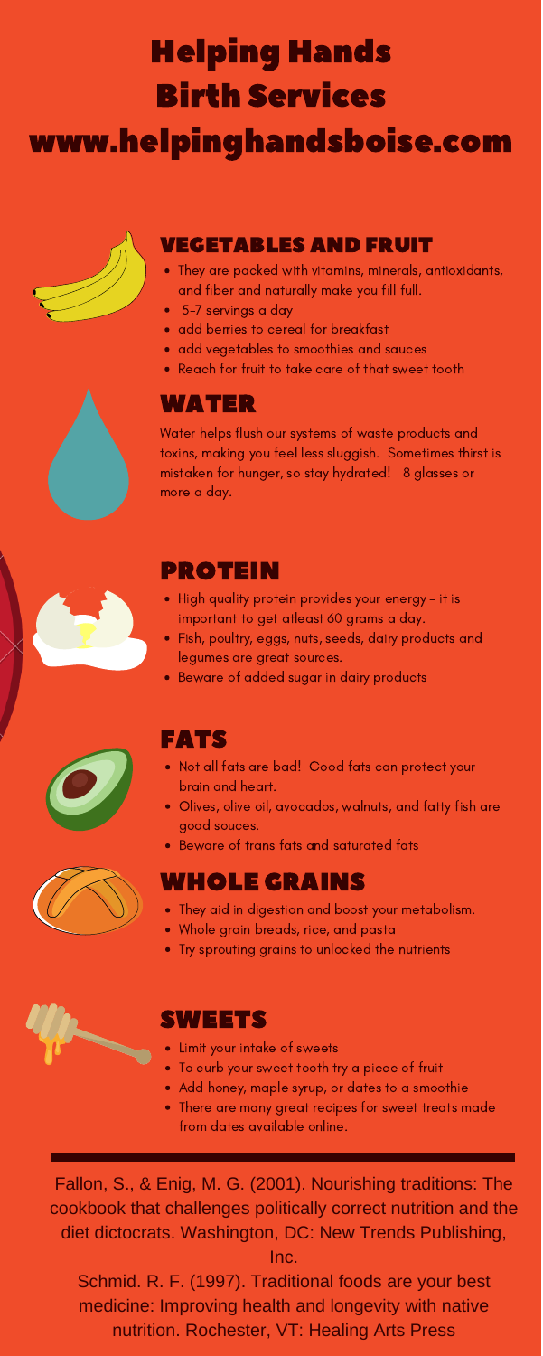# Helping Hands Birth Services

## www.helpinghandsboise.com

## VEGETABLES AND FRUIT

- They are packed with vitamins, minerals, antioxidants, and fiber and naturally make you fill full.
- 5-7 servings a day
- add berries to cereal for breakfast
- add vegetables to smoothies and sauces
- Reach for fruit to take care of that sweet tooth

## WATER

Water helps flush our systems of waste products and toxins, making you feel less sluggish. Sometimes thirst is mistaken for hunger, so stay hydrated! 8 glasses or more a day.

## PROTEIN

- High quality protein provides your energy - it is important to get atleast 60 grams a day.
- Fish, poultry, eggs, nuts, seeds, dairy products and legumes are great sources.
- Beware of added sugar in dairy products

## FATS

- Not all fats are bad! Good fats can protect your brain and heart.
- Olives, olive oil, avocados, walnuts, and fatty fish are good souces.
- Beware of trans fats and saturated fats

## WHOLE GRAINS

- They aid in digestion and boost your metabolism.
- Whole grain breads, rice, and pasta
- Try sprouting grains to unlocked the nutrients

## SWEETS

- Limit your intake of sweets
- To curb your sweet tooth try a piece of fruit
- Add honey, maple syrup, or dates to a smoothie
- There are many great recipes for sweet treats made from dates available online.

---

Fallon, S., & Enig, M. G. (2001). Nourishing traditions: The cookbook that challenges politically correct nutrition and the diet dictocrats. Washington, DC: New Trends Publishing, Inc.

Schmid. R. F. (1997). Traditional foods are your best medicine: Improving health and longevity with native nutrition. Rochester, VT: Healing Arts Press